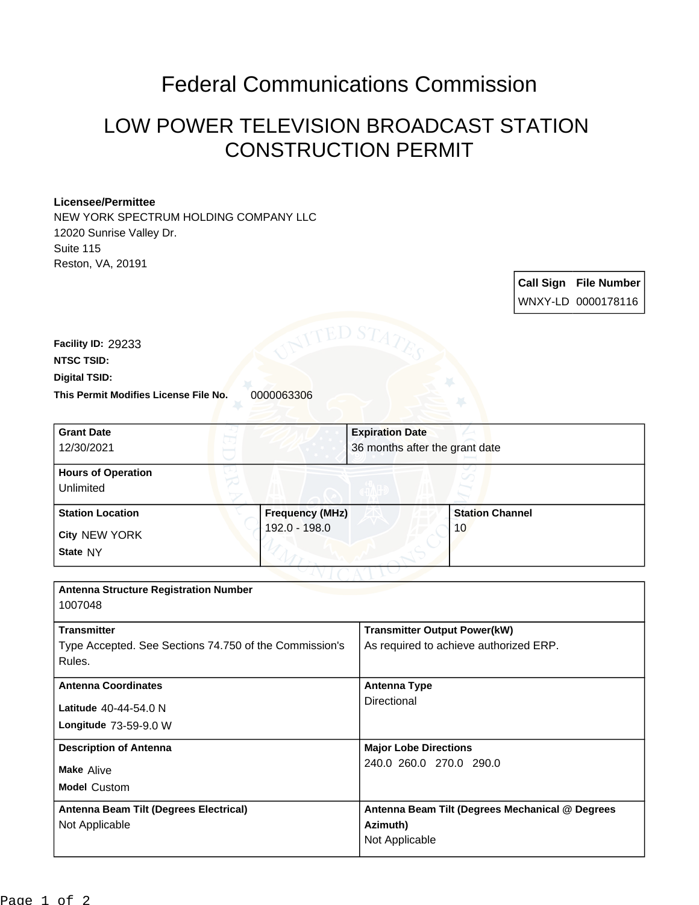# Federal Communications Commission

## LOW POWER TELEVISION BROADCAST STATION CONSTRUCTION PERMIT

**Licensee/Permittee**
NEW YORK SPECTRUM HOLDING COMPANY LLC
12020 Sunrise Valley Dr.
Suite 115
Reston, VA, 20191

| Call Sign | File Number |
|---|---|
| WNXY-LD | 0000178116 |

**Facility ID:** 29233
**NTSC TSID:**
**Digital TSID:**
**This Permit Modifies License File No.** 0000063306

| Grant Date | Expiration Date |
|---|---|
| 12/30/2021 | 36 months after the grant date |

**Hours of Operation**
Unlimited

| Station Location | Frequency (MHz) | Station Channel |
|---|---|---|
| City NEW YORK<br>State NY | 192.0 - 198.0 | 10 |

**Antenna Structure Registration Number**
1007048

| Transmitter | Transmitter Output Power(kW) |
|---|---|
| Type Accepted. See Sections 74.750 of the Commission's Rules. | As required to achieve authorized ERP. |

| Antenna Coordinates | Antenna Type |
|---|---|
| Latitude 40-44-54.0 N<br>Longitude 73-59-9.0 W | Directional |

| Description of Antenna | Major Lobe Directions |
|---|---|
| Make Alive<br>Model Custom | 240.0 260.0 270.0 290.0 |

| Antenna Beam Tilt (Degrees Electrical) | Antenna Beam Tilt (Degrees Mechanical @ Degrees Azimuth) |
|---|---|
| Not Applicable | Not Applicable |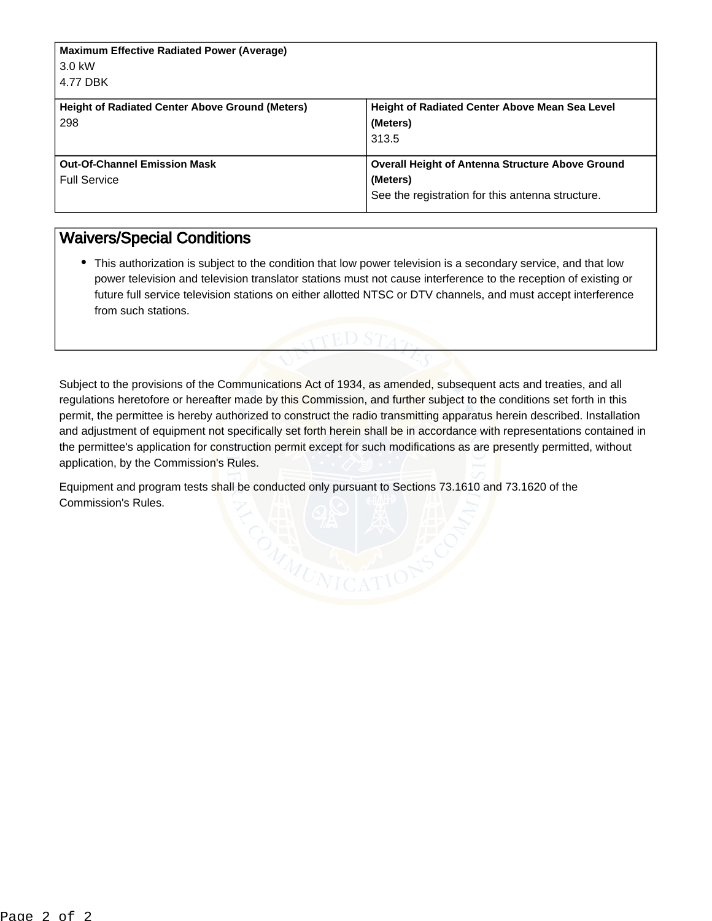| | |
|---|---|
| **Maximum Effective Radiated Power (Average)**<br>3.0 kW<br>4.77 DBK | |
| **Height of Radiated Center Above Ground (Meters)**<br>298 | **Height of Radiated Center Above Mean Sea Level (Meters)**<br>313.5 |
| **Out-Of-Channel Emission Mask**<br>Full Service | **Overall Height of Antenna Structure Above Ground (Meters)**<br>See the registration for this antenna structure. |

## Waivers/Special Conditions

- This authorization is subject to the condition that low power television is a secondary service, and that low power television and television translator stations must not cause interference to the reception of existing or future full service television stations on either allotted NTSC or DTV channels, and must accept interference from such stations.

Subject to the provisions of the Communications Act of 1934, as amended, subsequent acts and treaties, and all regulations heretofore or hereafter made by this Commission, and further subject to the conditions set forth in this permit, the permittee is hereby authorized to construct the radio transmitting apparatus herein described. Installation and adjustment of equipment not specifically set forth herein shall be in accordance with representations contained in the permittee's application for construction permit except for such modifications as are presently permitted, without application, by the Commission's Rules.

Equipment and program tests shall be conducted only pursuant to Sections 73.1610 and 73.1620 of the Commission's Rules.